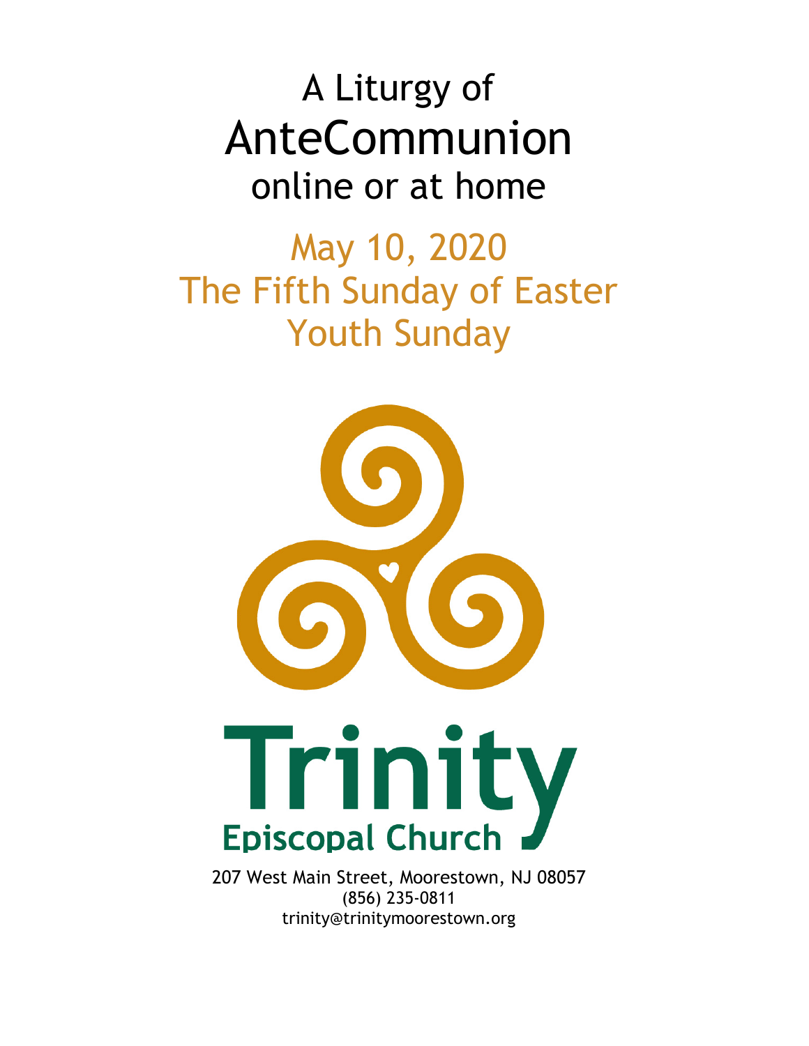# A Liturgy of AnteCommunion online or at home

## May 10, 2020
## The Fifth Sunday of Easter
## Youth Sunday

Trinity
Episcopal Church

207 West Main Street, Moorestown, NJ 08057
(856) 235-0811
trinity@trinitymoorestown.org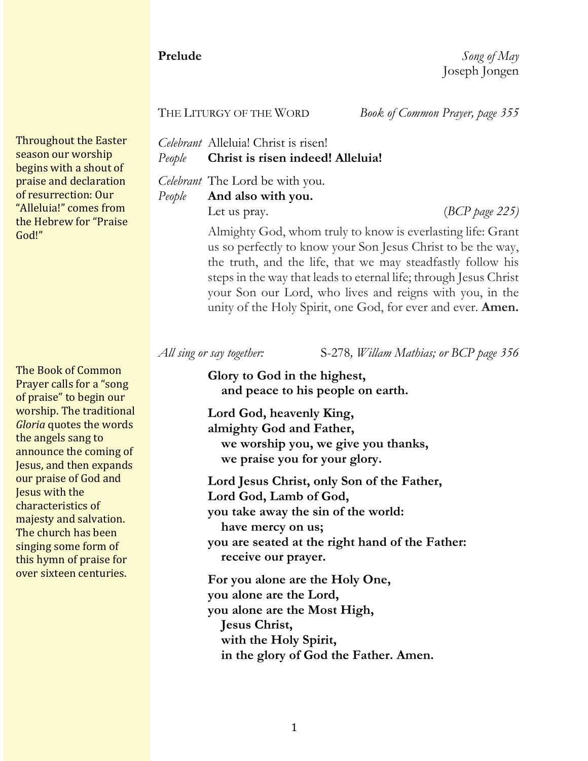**Prelude** *Song of May*
Joseph Jongen

THE LITURGY OF THE WORD *Book of Common Prayer, page 355*

Throughout the Easter season our worship begins with a shout of praise and declaration of resurrection: Our "Alleluia!" comes from the Hebrew for "Praise God!"

*Celebrant* Alleluia! Christ is risen!
*People* **Christ is risen indeed! Alleluia!**

*Celebrant* The Lord be with you.
*People* **And also with you.**
Let us pray. (*BCP page 225)*

Almighty God, whom truly to know is everlasting life: Grant us so perfectly to know your Son Jesus Christ to be the way, the truth, and the life, that we may steadfastly follow his steps in the way that leads to eternal life; through Jesus Christ your Son our Lord, who lives and reigns with you, in the unity of the Holy Spirit, one God, for ever and ever. **Amen.**

The Book of Common Prayer calls for a "song of praise" to begin our worship. The traditional *Gloria* quotes the words the angels sang to announce the coming of Jesus, and then expands our praise of God and Jesus with the characteristics of majesty and salvation. The church has been singing some form of this hymn of praise for over sixteen centuries.

*All sing or say together:* S-278*, Willam Mathias; or BCP page 356*

**Glory to God in the highest,**
**and peace to his people on earth.**

**Lord God, heavenly King,**
**almighty God and Father,**
**we worship you, we give you thanks,**
**we praise you for your glory.**

**Lord Jesus Christ, only Son of the Father,**
**Lord God, Lamb of God,**
**you take away the sin of the world:**
**have mercy on us;**
**you are seated at the right hand of the Father:**
**receive our prayer.**

**For you alone are the Holy One,**
**you alone are the Lord,**
**you alone are the Most High,**
**Jesus Christ,**
**with the Holy Spirit,**
**in the glory of God the Father. Amen.**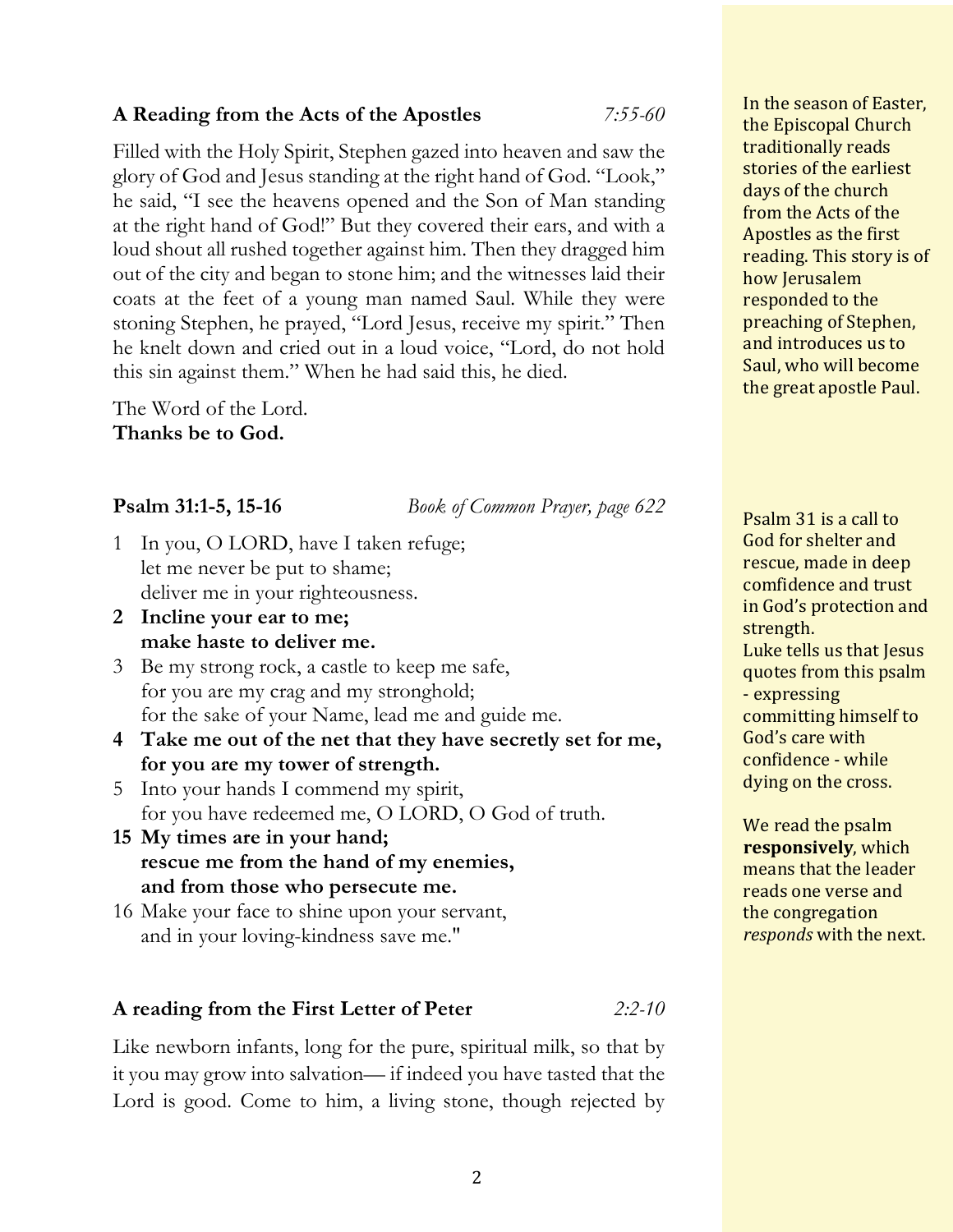### A Reading from the Acts of the Apostles *7:55-60*

Filled with the Holy Spirit, Stephen gazed into heaven and saw the glory of God and Jesus standing at the right hand of God. "Look," he said, "I see the heavens opened and the Son of Man standing at the right hand of God!" But they covered their ears, and with a loud shout all rushed together against him. Then they dragged him out of the city and began to stone him; and the witnesses laid their coats at the feet of a young man named Saul. While they were stoning Stephen, he prayed, "Lord Jesus, receive my spirit." Then he knelt down and cried out in a loud voice, "Lord, do not hold this sin against them." When he had said this, he died.

The Word of the Lord.
**Thanks be to God.**

In the season of Easter, the Episcopal Church traditionally reads stories of the earliest days of the church from the Acts of the Apostles as the first reading. This story is of how Jerusalem responded to the preaching of Stephen, and introduces us to Saul, who will become the great apostle Paul.

### Psalm 31:1-5, 15-16 *Book of Common Prayer, page 622*

1 In you, O LORD, have I taken refuge;
let me never be put to shame;
deliver me in your righteousness.

**2 Incline your ear to me;**
**make haste to deliver me.**

3 Be my strong rock, a castle to keep me safe,
for you are my crag and my stronghold;
for the sake of your Name, lead me and guide me.

**4 Take me out of the net that they have secretly set for me,**
**for you are my tower of strength.**

5 Into your hands I commend my spirit,
for you have redeemed me, O LORD, O God of truth.

**15 My times are in your hand;**
**rescue me from the hand of my enemies,**
**and from those who persecute me.**

16 Make your face to shine upon your servant,
and in your loving-kindness save me."

Psalm 31 is a call to God for shelter and rescue, made in deep comfidence and trust in God's protection and strength.
Luke tells us that Jesus quotes from this psalm - expressing committing himself to God's care with confidence - while dying on the cross.

We read the psalm **responsively**, which means that the leader reads one verse and the congregation *responds* with the next.

### A reading from the First Letter of Peter *2:2-10*

Like newborn infants, long for the pure, spiritual milk, so that by it you may grow into salvation— if indeed you have tasted that the Lord is good. Come to him, a living stone, though rejected by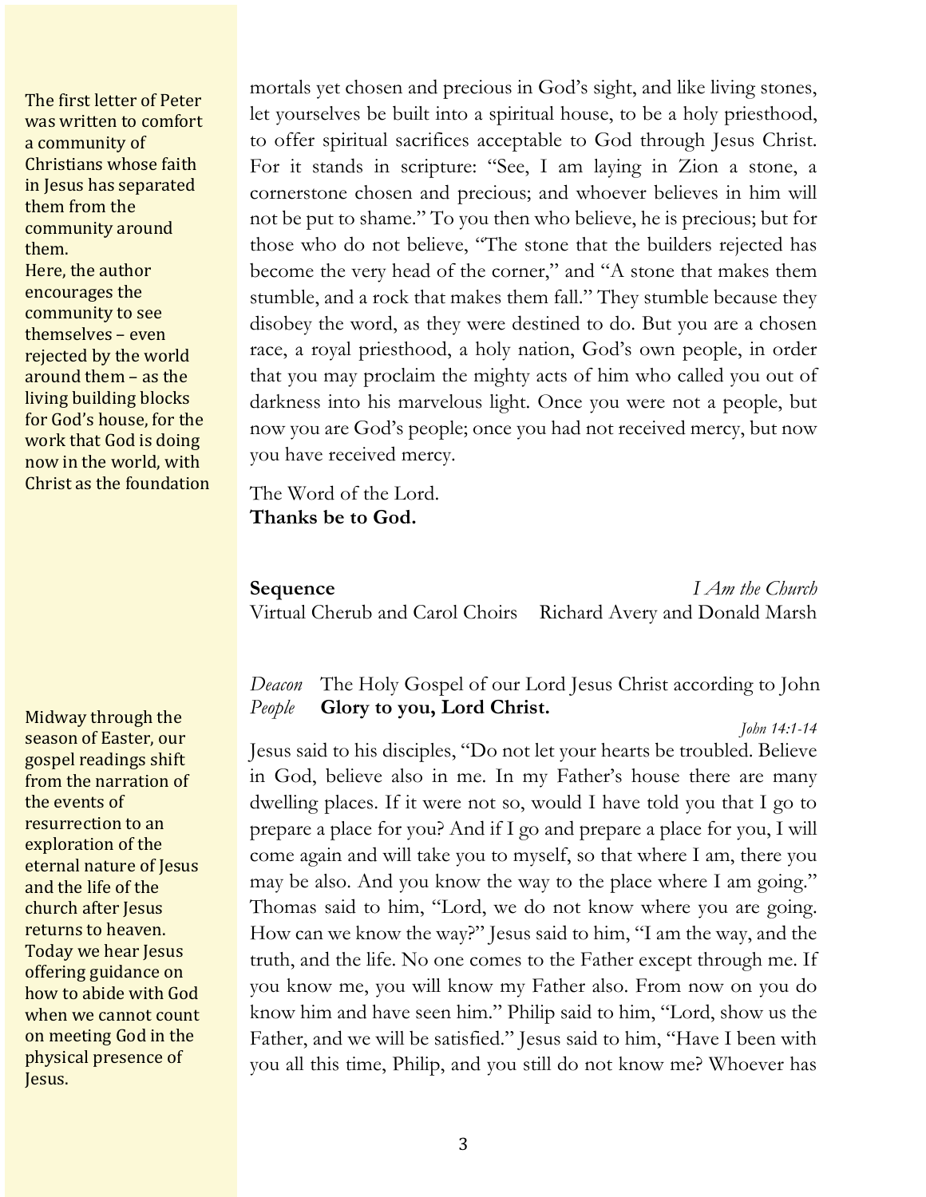The first letter of Peter was written to comfort a community of Christians whose faith in Jesus has separated them from the community around them. Here, the author encourages the community to see themselves – even rejected by the world around them – as the living building blocks for God's house, for the work that God is doing now in the world, with Christ as the foundation

mortals yet chosen and precious in God's sight, and like living stones, let yourselves be built into a spiritual house, to be a holy priesthood, to offer spiritual sacrifices acceptable to God through Jesus Christ. For it stands in scripture: "See, I am laying in Zion a stone, a cornerstone chosen and precious; and whoever believes in him will not be put to shame." To you then who believe, he is precious; but for those who do not believe, "The stone that the builders rejected has become the very head of the corner," and "A stone that makes them stumble, and a rock that makes them fall." They stumble because they disobey the word, as they were destined to do. But you are a chosen race, a royal priesthood, a holy nation, God's own people, in order that you may proclaim the mighty acts of him who called you out of darkness into his marvelous light. Once you were not a people, but now you are God's people; once you had not received mercy, but now you have received mercy.

The Word of the Lord.
**Thanks be to God.**

**Sequence** *I Am the Church*
Virtual Cherub and Carol Choirs Richard Avery and Donald Marsh

Midway through the season of Easter, our gospel readings shift from the narration of the events of resurrection to an exploration of the eternal nature of Jesus and the life of the church after Jesus returns to heaven. Today we hear Jesus offering guidance on how to abide with God when we cannot count on meeting God in the physical presence of Jesus.

*Deacon* The Holy Gospel of our Lord Jesus Christ according to John
*People* **Glory to you, Lord Christ.**

*John 14:1-14*

Jesus said to his disciples, "Do not let your hearts be troubled. Believe in God, believe also in me. In my Father's house there are many dwelling places. If it were not so, would I have told you that I go to prepare a place for you? And if I go and prepare a place for you, I will come again and will take you to myself, so that where I am, there you may be also. And you know the way to the place where I am going." Thomas said to him, "Lord, we do not know where you are going. How can we know the way?" Jesus said to him, "I am the way, and the truth, and the life. No one comes to the Father except through me. If you know me, you will know my Father also. From now on you do know him and have seen him." Philip said to him, "Lord, show us the Father, and we will be satisfied." Jesus said to him, "Have I been with you all this time, Philip, and you still do not know me? Whoever has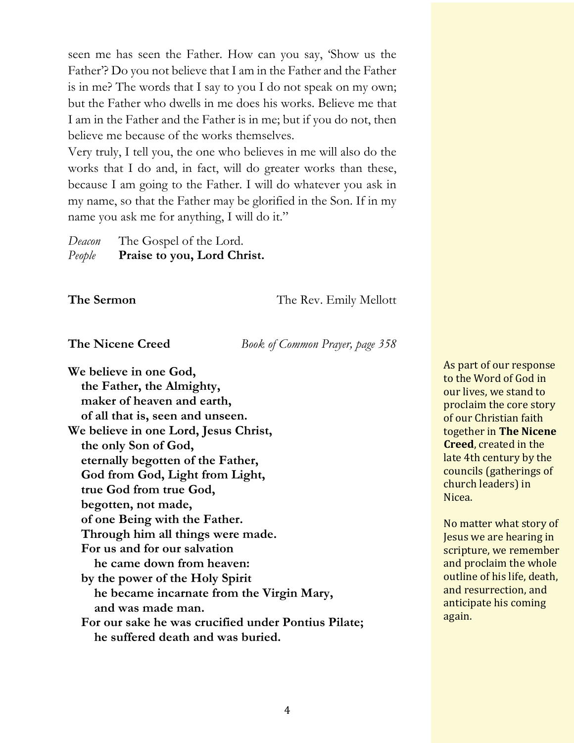seen me has seen the Father. How can you say, 'Show us the Father'? Do you not believe that I am in the Father and the Father is in me? The words that I say to you I do not speak on my own; but the Father who dwells in me does his works. Believe me that I am in the Father and the Father is in me; but if you do not, then believe me because of the works themselves.

Very truly, I tell you, the one who believes in me will also do the works that I do and, in fact, will do greater works than these, because I am going to the Father. I will do whatever you ask in my name, so that the Father may be glorified in the Son. If in my name you ask me for anything, I will do it."

*Deacon* The Gospel of the Lord.
*People* **Praise to you, Lord Christ.**

**The Sermon** The Rev. Emily Mellott

**The Nicene Creed** *Book of Common Prayer, page 358*

**We believe in one God,**
**the Father, the Almighty,**
**maker of heaven and earth,**
**of all that is, seen and unseen.**
**We believe in one Lord, Jesus Christ,**
**the only Son of God,**
**eternally begotten of the Father,**
**God from God, Light from Light,**
**true God from true God,**
**begotten, not made,**
**of one Being with the Father.**
**Through him all things were made.**
**For us and for our salvation**
**he came down from heaven:**
**by the power of the Holy Spirit**
**he became incarnate from the Virgin Mary,**
**and was made man.**
**For our sake he was crucified under Pontius Pilate;**
**he suffered death and was buried.**

As part of our response to the Word of God in our lives, we stand to proclaim the core story of our Christian faith together in **The Nicene Creed**, created in the late 4th century by the councils (gatherings of church leaders) in Nicea.

No matter what story of Jesus we are hearing in scripture, we remember and proclaim the whole outline of his life, death, and resurrection, and anticipate his coming again.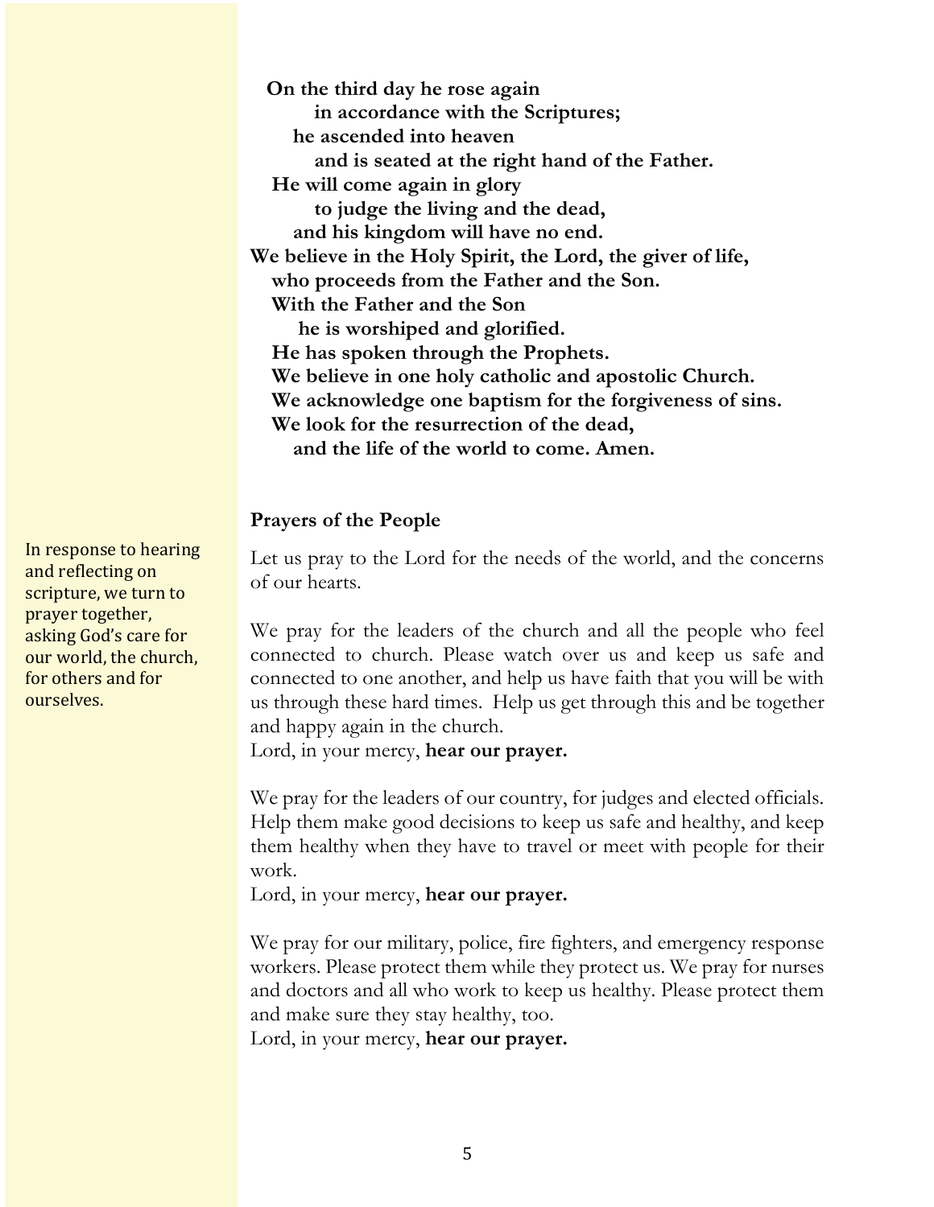**On the third day he rose again**
**in accordance with the Scriptures;**
**he ascended into heaven**
**and is seated at the right hand of the Father.**
**He will come again in glory**
**to judge the living and the dead,**
**and his kingdom will have no end.**
**We believe in the Holy Spirit, the Lord, the giver of life,**
**who proceeds from the Father and the Son.**
**With the Father and the Son**
**he is worshiped and glorified.**
**He has spoken through the Prophets.**
**We believe in one holy catholic and apostolic Church.**
**We acknowledge one baptism for the forgiveness of sins.**
**We look for the resurrection of the dead,**
**and the life of the world to come. Amen.**

### Prayers of the People

In response to hearing and reflecting on scripture, we turn to prayer together, asking God's care for our world, the church, for others and for ourselves.

Let us pray to the Lord for the needs of the world, and the concerns of our hearts.

We pray for the leaders of the church and all the people who feel connected to church. Please watch over us and keep us safe and connected to one another, and help us have faith that you will be with us through these hard times. Help us get through this and be together and happy again in the church.
Lord, in your mercy, **hear our prayer.**

We pray for the leaders of our country, for judges and elected officials. Help them make good decisions to keep us safe and healthy, and keep them healthy when they have to travel or meet with people for their work.
Lord, in your mercy, **hear our prayer.**

We pray for our military, police, fire fighters, and emergency response workers. Please protect them while they protect us. We pray for nurses and doctors and all who work to keep us healthy. Please protect them and make sure they stay healthy, too.
Lord, in your mercy, **hear our prayer.**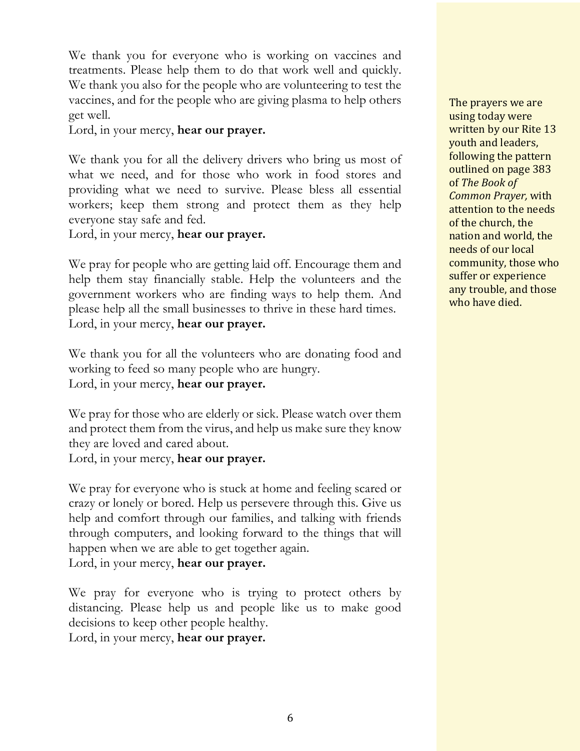We thank you for everyone who is working on vaccines and treatments. Please help them to do that work well and quickly. We thank you also for the people who are volunteering to test the vaccines, and for the people who are giving plasma to help others get well.
Lord, in your mercy, **hear our prayer.**

We thank you for all the delivery drivers who bring us most of what we need, and for those who work in food stores and providing what we need to survive. Please bless all essential workers; keep them strong and protect them as they help everyone stay safe and fed.
Lord, in your mercy, **hear our prayer.**

We pray for people who are getting laid off. Encourage them and help them stay financially stable. Help the volunteers and the government workers who are finding ways to help them. And please help all the small businesses to thrive in these hard times.
Lord, in your mercy, **hear our prayer.**

We thank you for all the volunteers who are donating food and working to feed so many people who are hungry.
Lord, in your mercy, **hear our prayer.**

We pray for those who are elderly or sick. Please watch over them and protect them from the virus, and help us make sure they know they are loved and cared about.
Lord, in your mercy, **hear our prayer.**

We pray for everyone who is stuck at home and feeling scared or crazy or lonely or bored. Help us persevere through this. Give us help and comfort through our families, and talking with friends through computers, and looking forward to the things that will happen when we are able to get together again.
Lord, in your mercy, **hear our prayer.**

We pray for everyone who is trying to protect others by distancing. Please help us and people like us to make good decisions to keep other people healthy.
Lord, in your mercy, **hear our prayer.**

The prayers we are using today were written by our Rite 13 youth and leaders, following the pattern outlined on page 383 of *The Book of Common Prayer,* with attention to the needs of the church, the nation and world, the needs of our local community, those who suffer or experience any trouble, and those who have died.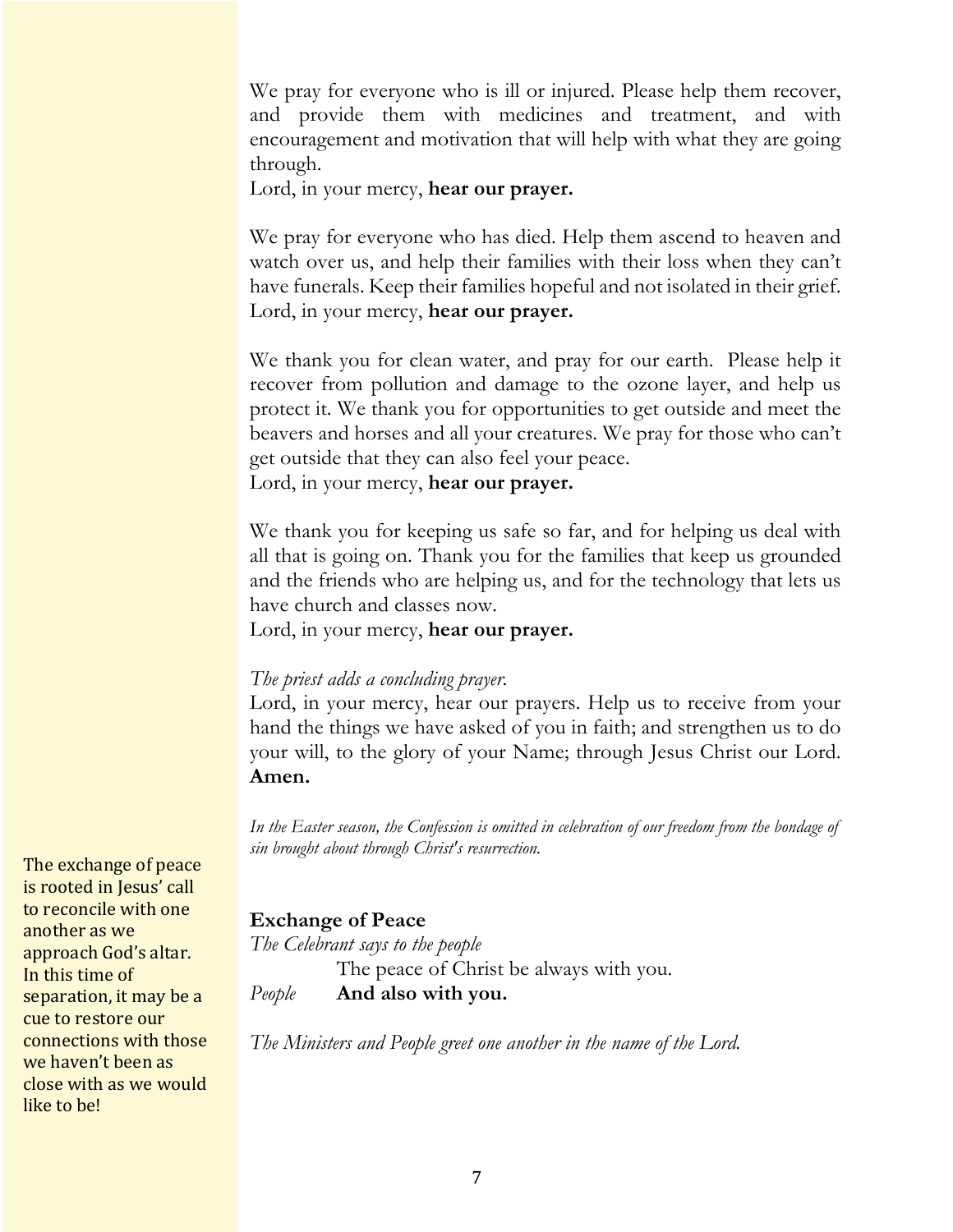We pray for everyone who is ill or injured. Please help them recover, and provide them with medicines and treatment, and with encouragement and motivation that will help with what they are going through.
Lord, in your mercy, **hear our prayer.**

We pray for everyone who has died. Help them ascend to heaven and watch over us, and help their families with their loss when they can't have funerals. Keep their families hopeful and not isolated in their grief.
Lord, in your mercy, **hear our prayer.**

We thank you for clean water, and pray for our earth. Please help it recover from pollution and damage to the ozone layer, and help us protect it. We thank you for opportunities to get outside and meet the beavers and horses and all your creatures. We pray for those who can't get outside that they can also feel your peace.
Lord, in your mercy, **hear our prayer.**

We thank you for keeping us safe so far, and for helping us deal with all that is going on. Thank you for the families that keep us grounded and the friends who are helping us, and for the technology that lets us have church and classes now.
Lord, in your mercy, **hear our prayer.**

*The priest adds a concluding prayer.*
Lord, in your mercy, hear our prayers. Help us to receive from your hand the things we have asked of you in faith; and strengthen us to do your will, to the glory of your Name; through Jesus Christ our Lord. **Amen.**

*In the Easter season, the Confession is omitted in celebration of our freedom from the bondage of sin brought about through Christ's resurrection.*

The exchange of peace is rooted in Jesus' call to reconcile with one another as we approach God's altar. In this time of separation, it may be a cue to restore our connections with those we haven't been as close with as we would like to be!

## Exchange of Peace

*The Celebrant says to the people*
The peace of Christ be always with you.
*People* **And also with you.**

*The Ministers and People greet one another in the name of the Lord.*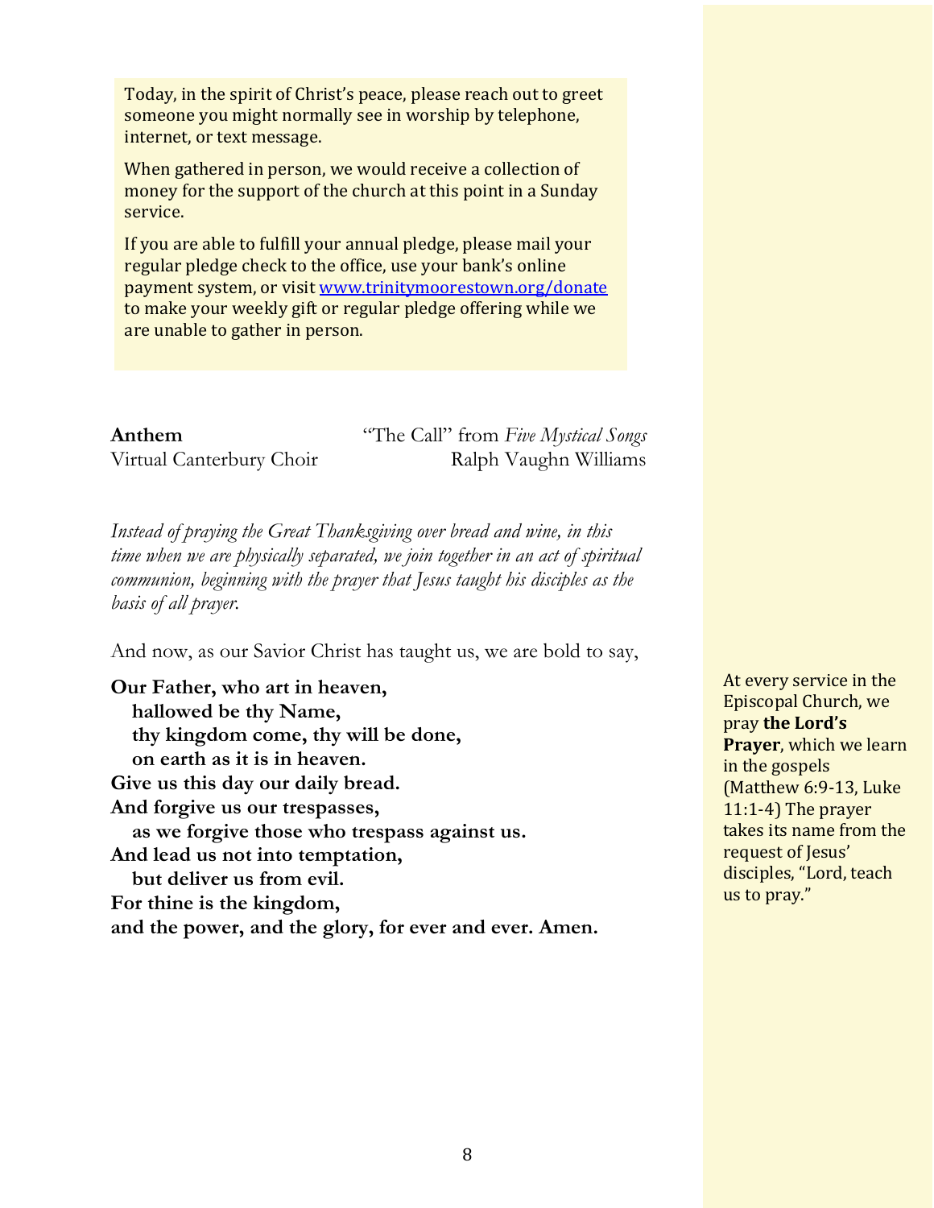Today, in the spirit of Christ's peace, please reach out to greet someone you might normally see in worship by telephone, internet, or text message.

When gathered in person, we would receive a collection of money for the support of the church at this point in a Sunday service.

If you are able to fulfill your annual pledge, please mail your regular pledge check to the office, use your bank's online payment system, or visit [www.trinitymoorestown.org/donate](http://www.trinitymoorestown.org/donate) to make your weekly gift or regular pledge offering while we are unable to gather in person.

**Anthem** "The Call" from *Five Mystical Songs*
Virtual Canterbury Choir Ralph Vaughn Williams

*Instead of praying the Great Thanksgiving over bread and wine, in this time when we are physically separated, we join together in an act of spiritual communion, beginning with the prayer that Jesus taught his disciples as the basis of all prayer.*

And now, as our Savior Christ has taught us, we are bold to say,

**Our Father, who art in heaven,**
**hallowed be thy Name,**
**thy kingdom come, thy will be done,**
**on earth as it is in heaven.**
**Give us this day our daily bread.**
**And forgive us our trespasses,**
**as we forgive those who trespass against us.**
**And lead us not into temptation,**
**but deliver us from evil.**
**For thine is the kingdom,**
**and the power, and the glory, for ever and ever. Amen.**

At every service in the Episcopal Church, we pray **the Lord's Prayer**, which we learn in the gospels (Matthew 6:9-13, Luke 11:1-4) The prayer takes its name from the request of Jesus' disciples, "Lord, teach us to pray."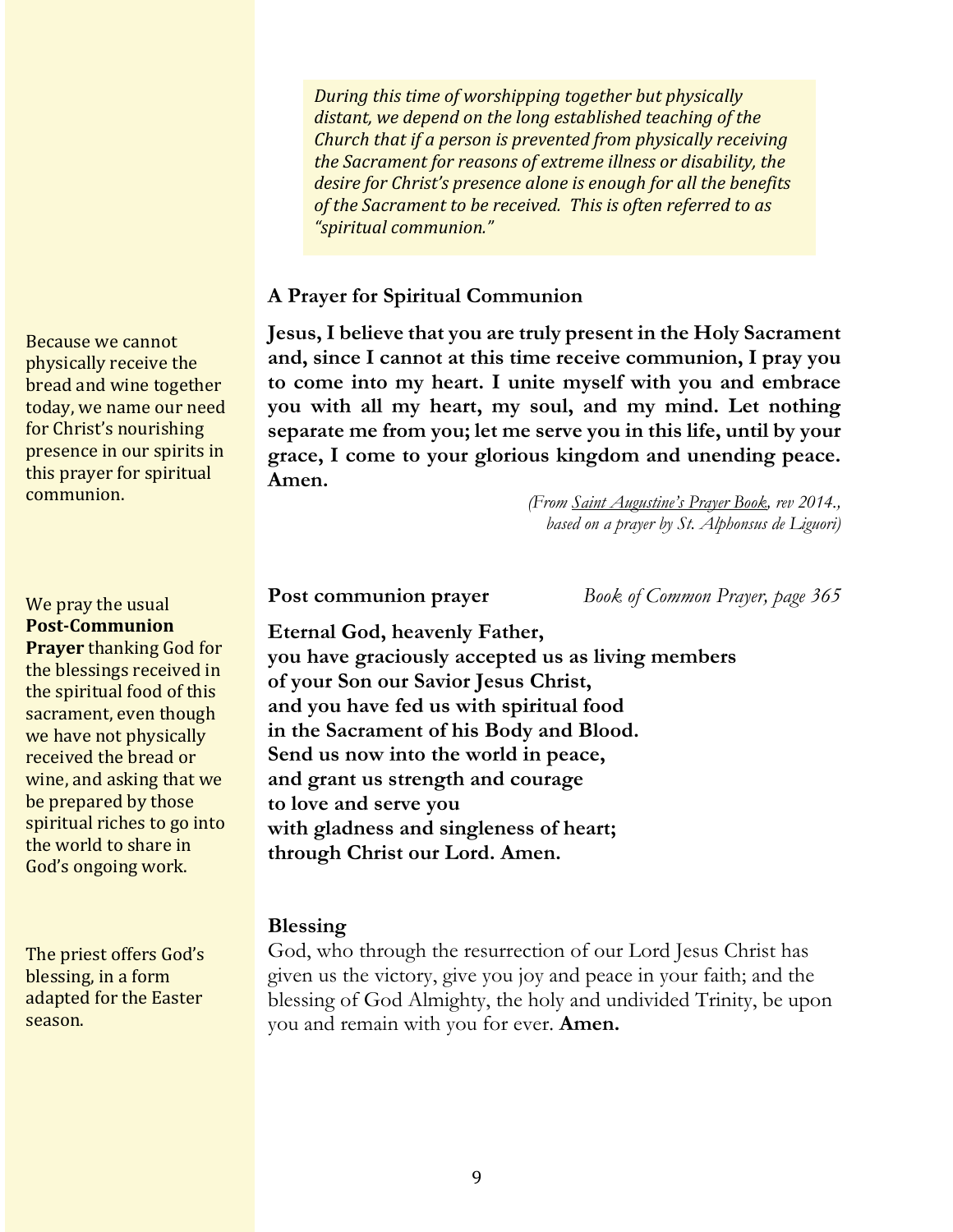*During this time of worshipping together but physically distant, we depend on the long established teaching of the Church that if a person is prevented from physically receiving the Sacrament for reasons of extreme illness or disability, the desire for Christ's presence alone is enough for all the benefits of the Sacrament to be received. This is often referred to as "spiritual communion."*

### A Prayer for Spiritual Communion

Because we cannot physically receive the bread and wine together today, we name our need for Christ's nourishing presence in our spirits in this prayer for spiritual communion.

**Jesus, I believe that you are truly present in the Holy Sacrament and, since I cannot at this time receive communion, I pray you to come into my heart. I unite myself with you and embrace you with all my heart, my soul, and my mind. Let nothing separate me from you; let me serve you in this life, until by your grace, I come to your glorious kingdom and unending peace. Amen.**

*(From Saint Augustine's Prayer Book, rev 2014., based on a prayer by St. Alphonsus de Liguori)*

### Post communion prayer

*Book of Common Prayer, page 365*

We pray the usual **Post-Communion Prayer** thanking God for the blessings received in the spiritual food of this sacrament, even though we have not physically received the bread or wine, and asking that we be prepared by those spiritual riches to go into the world to share in God's ongoing work.

**Eternal God, heavenly Father,
you have graciously accepted us as living members
of your Son our Savior Jesus Christ,
and you have fed us with spiritual food
in the Sacrament of his Body and Blood.
Send us now into the world in peace,
and grant us strength and courage
to love and serve you
with gladness and singleness of heart;
through Christ our Lord. Amen.**

### Blessing

The priest offers God's blessing, in a form adapted for the Easter season.

God, who through the resurrection of our Lord Jesus Christ has given us the victory, give you joy and peace in your faith; and the blessing of God Almighty, the holy and undivided Trinity, be upon you and remain with you for ever. **Amen.**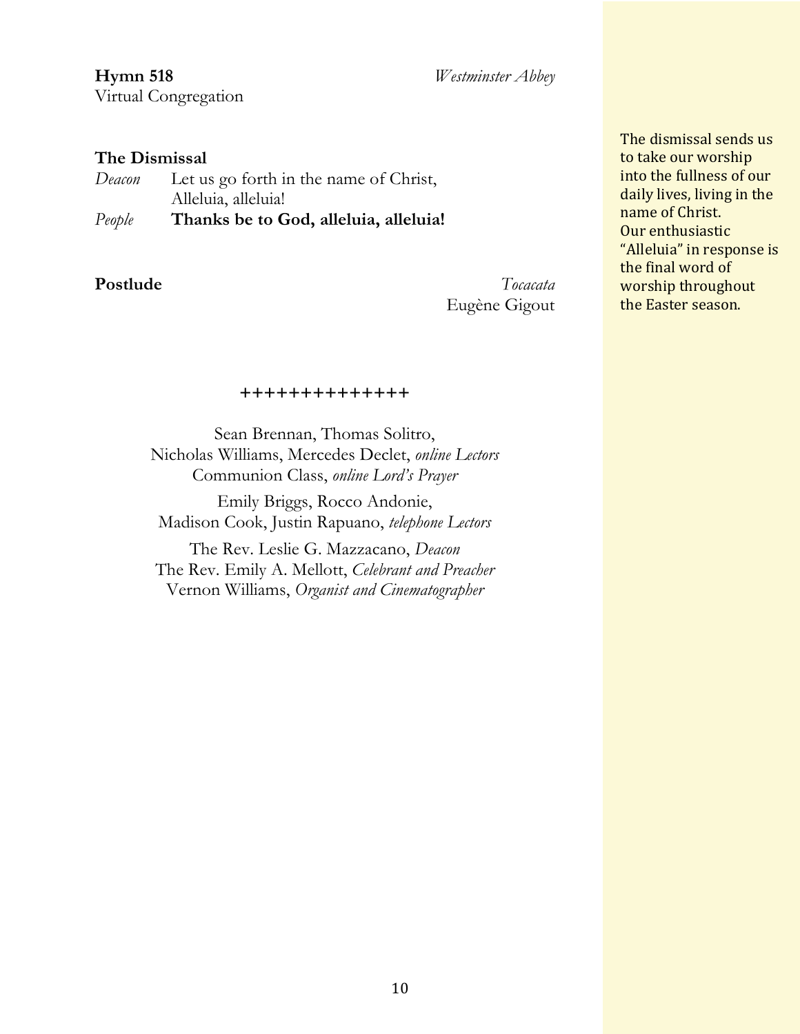**Hymn 518** *Westminster Abbey*
Virtual Congregation

**The Dismissal**

*Deacon* Let us go forth in the name of Christ,
Alleluia, alleluia!
*People* **Thanks be to God, alleluia, alleluia!**

The dismissal sends us to take our worship into the fullness of our daily lives, living in the name of Christ. Our enthusiastic "Alleluia" in response is the final word of worship throughout the Easter season.

**Postlude** *Tocacata*
Eugène Gigout

++++++++++++++

Sean Brennan, Thomas Solitro,
Nicholas Williams, Mercedes Declet, *online Lectors*
Communion Class, *online Lord's Prayer*

Emily Briggs, Rocco Andonie,
Madison Cook, Justin Rapuano, *telephone Lectors*

The Rev. Leslie G. Mazzacano, *Deacon*
The Rev. Emily A. Mellott, *Celebrant and Preacher*
Vernon Williams, *Organist and Cinematographer*